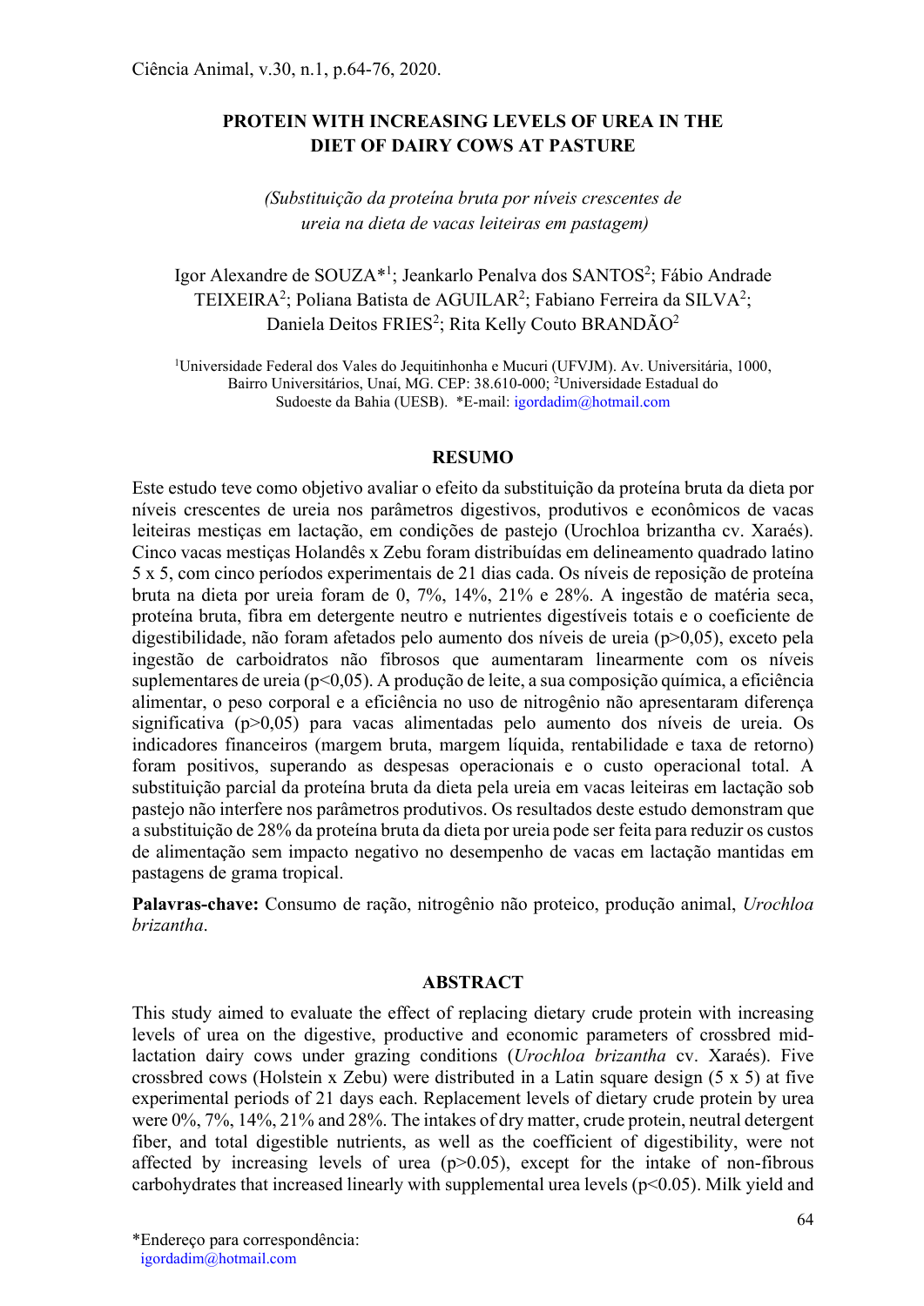# PROTEIN WITH INCREASING LEVELS OF UREA IN THE DIET OF DAIRY COWS AT PASTURE

*(Substituição da proteína bruta por níveis crescentes de ureia na dieta de vacas leiteiras em pastagem)*

Igor Alexandre de SOUZA*[1]; Jeankarlo Penalva dos SANTOS[2]; Fábio Andrade TEIXEIRA[2]; Poliana Batista de AGUILAR[2]; Fabiano Ferreira da SILVA[2]; Daniela Deitos FRIES[2]; Rita Kelly Couto BRANDÃO[2]

[1]Universidade Federal dos Vales do Jequitinhonha e Mucuri (UFVJM). Av. Universitária, 1000, Bairro Universitários, Unaí, MG. CEP: 38.610-000; [2]Universidade Estadual do Sudoeste da Bahia (UESB). *E-mail: igordadim@hotmail.com

## RESUMO

Este estudo teve como objetivo avaliar o efeito da substituição da proteína bruta da dieta por níveis crescentes de ureia nos parâmetros digestivos, produtivos e econômicos de vacas leiteiras mestiças em lactação, em condições de pastejo (Urochloa brizantha cv. Xaraés). Cinco vacas mestiças Holandês x Zebu foram distribuídas em delineamento quadrado latino 5 x 5, com cinco períodos experimentais de 21 dias cada. Os níveis de reposição de proteína bruta na dieta por ureia foram de 0, 7%, 14%, 21% e 28%. A ingestão de matéria seca, proteína bruta, fibra em detergente neutro e nutrientes digestíveis totais e o coeficiente de digestibilidade, não foram afetados pelo aumento dos níveis de ureia ($p>0,05$), exceto pela ingestão de carboidratos não fibrosos que aumentaram linearmente com os níveis suplementares de ureia ($p<0,05$). A produção de leite, a sua composição química, a eficiência alimentar, o peso corporal e a eficiência no uso de nitrogênio não apresentaram diferença significativa ($p>0,05$) para vacas alimentadas pelo aumento dos níveis de ureia. Os indicadores financeiros (margem bruta, margem líquida, rentabilidade e taxa de retorno) foram positivos, superando as despesas operacionais e o custo operacional total. A substituição parcial da proteína bruta da dieta pela ureia em vacas leiteiras em lactação sob pastejo não interfere nos parâmetros produtivos. Os resultados deste estudo demonstram que a substituição de 28% da proteína bruta da dieta por ureia pode ser feita para reduzir os custos de alimentação sem impacto negativo no desempenho de vacas em lactação mantidas em pastagens de grama tropical.

**Palavras-chave:** Consumo de ração, nitrogênio não proteico, produção animal, *Urochloa brizantha*.

## ABSTRACT

This study aimed to evaluate the effect of replacing dietary crude protein with increasing levels of urea on the digestive, productive and economic parameters of crossbred mid-lactation dairy cows under grazing conditions (*Urochloa brizantha* cv. Xaraés). Five crossbred cows (Holstein x Zebu) were distributed in a Latin square design (5 x 5) at five experimental periods of 21 days each. Replacement levels of dietary crude protein by urea were 0%, 7%, 14%, 21% and 28%. The intakes of dry matter, crude protein, neutral detergent fiber, and total digestible nutrients, as well as the coefficient of digestibility, were not affected by increasing levels of urea ($p>0.05$), except for the intake of non-fibrous carbohydrates that increased linearly with supplemental urea levels ($p<0.05$). Milk yield and

*Endereço para correspondência:
igordadim@hotmail.com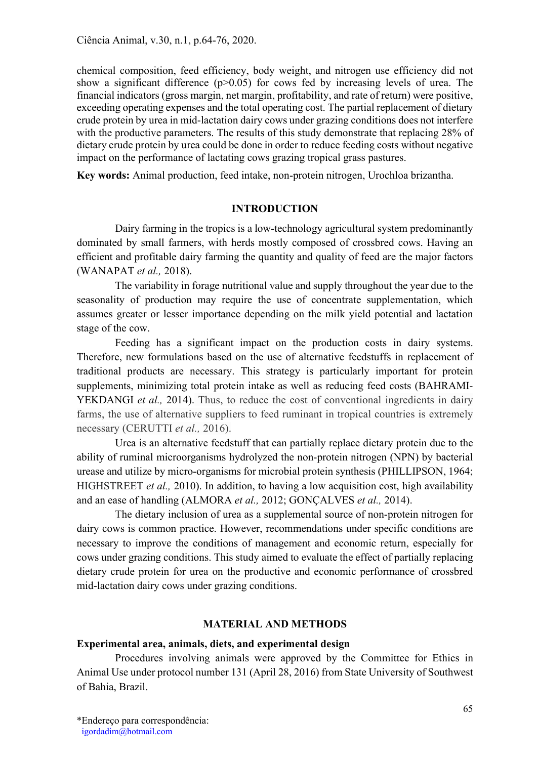chemical composition, feed efficiency, body weight, and nitrogen use efficiency did not show a significant difference ($p>0.05$) for cows fed by increasing levels of urea. The financial indicators (gross margin, net margin, profitability, and rate of return) were positive, exceeding operating expenses and the total operating cost. The partial replacement of dietary crude protein by urea in mid-lactation dairy cows under grazing conditions does not interfere with the productive parameters. The results of this study demonstrate that replacing 28% of dietary crude protein by urea could be done in order to reduce feeding costs without negative impact on the performance of lactating cows grazing tropical grass pastures.

**Key words:** Animal production, feed intake, non-protein nitrogen, Urochloa brizantha.

## INTRODUCTION

Dairy farming in the tropics is a low-technology agricultural system predominantly dominated by small farmers, with herds mostly composed of crossbred cows. Having an efficient and profitable dairy farming the quantity and quality of feed are the major factors (WANAPAT *et al.,* 2018).

The variability in forage nutritional value and supply throughout the year due to the seasonality of production may require the use of concentrate supplementation, which assumes greater or lesser importance depending on the milk yield potential and lactation stage of the cow.

Feeding has a significant impact on the production costs in dairy systems. Therefore, new formulations based on the use of alternative feedstuffs in replacement of traditional products are necessary. This strategy is particularly important for protein supplements, minimizing total protein intake as well as reducing feed costs (BAHRAMI-YEKDANGI *et al.,* 2014). Thus, to reduce the cost of conventional ingredients in dairy farms, the use of alternative suppliers to feed ruminant in tropical countries is extremely necessary (CERUTTI *et al.,* 2016).

Urea is an alternative feedstuff that can partially replace dietary protein due to the ability of ruminal microorganisms hydrolyzed the non-protein nitrogen (NPN) by bacterial urease and utilize by micro-organisms for microbial protein synthesis (PHILLIPSON, 1964; HIGHSTREET *et al.,* 2010). In addition, to having a low acquisition cost, high availability and an ease of handling (ALMORA *et al.,* 2012; GONÇALVES *et al.,* 2014).

The dietary inclusion of urea as a supplemental source of non-protein nitrogen for dairy cows is common practice. However, recommendations under specific conditions are necessary to improve the conditions of management and economic return, especially for cows under grazing conditions. This study aimed to evaluate the effect of partially replacing dietary crude protein for urea on the productive and economic performance of crossbred mid-lactation dairy cows under grazing conditions.

## MATERIAL AND METHODS

### Experimental area, animals, diets, and experimental design

Procedures involving animals were approved by the Committee for Ethics in Animal Use under protocol number 131 (April 28, 2016) from State University of Southwest of Bahia, Brazil.

*Endereço para correspondência:
igordadim@hotmail.com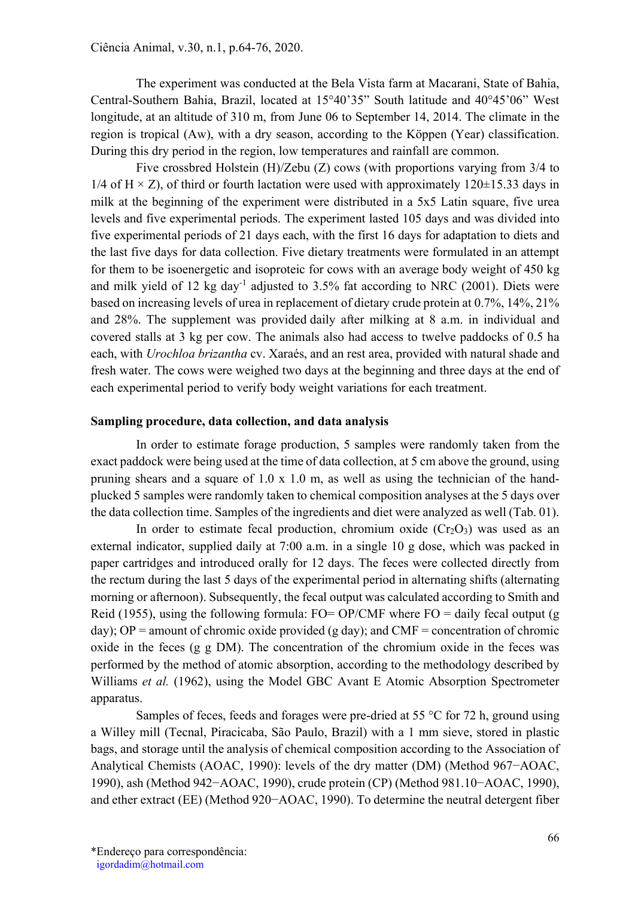The experiment was conducted at the Bela Vista farm at Macarani, State of Bahia, Central-Southern Bahia, Brazil, located at 15°40’35” South latitude and 40°45’06” West longitude, at an altitude of 310 m, from June 06 to September 14, 2014. The climate in the region is tropical (Aw), with a dry season, according to the Köppen (Year) classification. During this dry period in the region, low temperatures and rainfall are common.

Five crossbred Holstein (H)/Zebu (Z) cows (with proportions varying from 3/4 to 1/4 of H × Z), of third or fourth lactation were used with approximately 120±15.33 days in milk at the beginning of the experiment were distributed in a 5x5 Latin square, five urea levels and five experimental periods. The experiment lasted 105 days and was divided into five experimental periods of 21 days each, with the first 16 days for adaptation to diets and the last five days for data collection. Five dietary treatments were formulated in an attempt for them to be isoenergetic and isoproteic for cows with an average body weight of 450 kg and milk yield of 12 kg day$^{-1}$ adjusted to 3.5% fat according to NRC (2001). Diets were based on increasing levels of urea in replacement of dietary crude protein at 0.7%, 14%, 21% and 28%. The supplement was provided daily after milking at 8 a.m. in individual and covered stalls at 3 kg per cow. The animals also had access to twelve paddocks of 0.5 ha each, with *Urochloa brizantha* cv. Xaraés, and an rest area, provided with natural shade and fresh water. The cows were weighed two days at the beginning and three days at the end of each experimental period to verify body weight variations for each treatment.

**Sampling procedure, data collection, and data analysis**

In order to estimate forage production, 5 samples were randomly taken from the exact paddock were being used at the time of data collection, at 5 cm above the ground, using pruning shears and a square of 1.0 x 1.0 m, as well as using the technician of the hand-plucked 5 samples were randomly taken to chemical composition analyses at the 5 days over the data collection time. Samples of the ingredients and diet were analyzed as well (Tab. 01).

In order to estimate fecal production, chromium oxide ($Cr_2O_3$) was used as an external indicator, supplied daily at 7:00 a.m. in a single 10 g dose, which was packed in paper cartridges and introduced orally for 12 days. The feces were collected directly from the rectum during the last 5 days of the experimental period in alternating shifts (alternating morning or afternoon). Subsequently, the fecal output was calculated according to Smith and Reid (1955), using the following formula: FO= OP/CMF where FO = daily fecal output (g day); OP = amount of chromic oxide provided (g day); and CMF = concentration of chromic oxide in the feces (g g DM). The concentration of the chromium oxide in the feces was performed by the method of atomic absorption, according to the methodology described by Williams *et al.* (1962), using the Model GBC Avant E Atomic Absorption Spectrometer apparatus.

Samples of feces, feeds and forages were pre-dried at 55 °C for 72 h, ground using a Willey mill (Tecnal, Piracicaba, São Paulo, Brazil) with a 1 mm sieve, stored in plastic bags, and storage until the analysis of chemical composition according to the Association of Analytical Chemists (AOAC, 1990): levels of the dry matter (DM) (Method 967−AOAC, 1990), ash (Method 942−AOAC, 1990), crude protein (CP) (Method 981.10−AOAC, 1990), and ether extract (EE) (Method 920−AOAC, 1990). To determine the neutral detergent fiber

*Endereço para correspondência:
igordadim@hotmail.com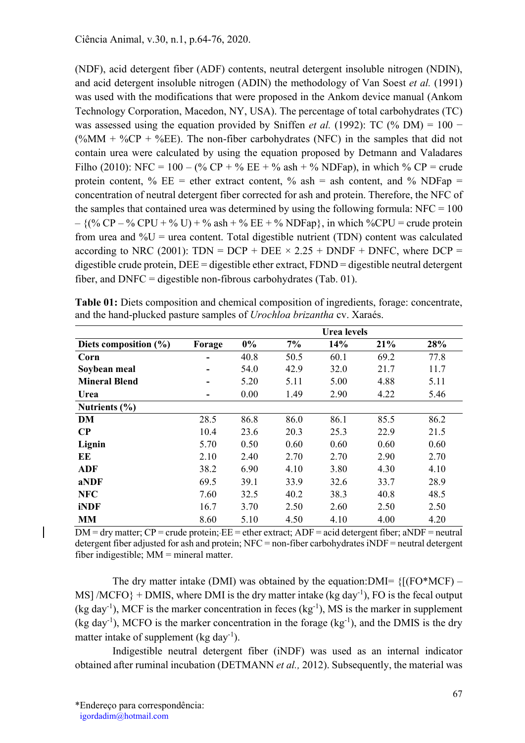(NDF), acid detergent fiber (ADF) contents, neutral detergent insoluble nitrogen (NDIN), and acid detergent insoluble nitrogen (ADIN) the methodology of Van Soest *et al.* (1991) was used with the modifications that were proposed in the Ankom device manual (Ankom Technology Corporation, Macedon, NY, USA). The percentage of total carbohydrates (TC) was assessed using the equation provided by Sniffen *et al.* (1992): TC (% DM) = 100 − (%MM + %CP + %EE). The non-fiber carbohydrates (NFC) in the samples that did not contain urea were calculated by using the equation proposed by Detmann and Valadares Filho (2010): NFC = 100 – (% CP + % EE + % ash + % NDFap), in which % CP = crude protein content, % EE = ether extract content, % ash = ash content, and % NDFap = concentration of neutral detergent fiber corrected for ash and protein. Therefore, the NFC of the samples that contained urea was determined by using the following formula: NFC = 100 – {(% CP – % CPU + % U) + % ash + % EE + % NDFap}, in which %CPU = crude protein from urea and %U = urea content. Total digestible nutrient (TDN) content was calculated according to NRC (2001): TDN = DCP + DEE × 2.25 + DNDF + DNFC, where DCP = digestible crude protein, DEE = digestible ether extract, FDND = digestible neutral detergent fiber, and DNFC = digestible non-fibrous carbohydrates (Tab. 01).

**Table 01:** Diets composition and chemical composition of ingredients, forage: concentrate, and the hand-plucked pasture samples of *Urochloa brizantha* cv. Xaraés.

| | | Urea levels | | | | |
|---|---|---|---|---|---|---|
| **Diets composition (%)** | **Forage** | **0%** | **7%** | **14%** | **21%** | **28%** |
| **Corn** | - | 40.8 | 50.5 | 60.1 | 69.2 | 77.8 |
| **Soybean meal** | - | 54.0 | 42.9 | 32.0 | 21.7 | 11.7 |
| **Mineral Blend** | - | 5.20 | 5.11 | 5.00 | 4.88 | 5.11 |
| **Urea** | - | 0.00 | 1.49 | 2.90 | 4.22 | 5.46 |
| **Nutrients (%)** | | | | | | |
| **DM** | 28.5 | 86.8 | 86.0 | 86.1 | 85.5 | 86.2 |
| **CP** | 10.4 | 23.6 | 20.3 | 25.3 | 22.9 | 21.5 |
| **Lignin** | 5.70 | 0.50 | 0.60 | 0.60 | 0.60 | 0.60 |
| **EE** | 2.10 | 2.40 | 2.70 | 2.70 | 2.90 | 2.70 |
| **ADF** | 38.2 | 6.90 | 4.10 | 3.80 | 4.30 | 4.10 |
| **aNDF** | 69.5 | 39.1 | 33.9 | 32.6 | 33.7 | 28.9 |
| **NFC** | 7.60 | 32.5 | 40.2 | 38.3 | 40.8 | 48.5 |
| **iNDF** | 16.7 | 3.70 | 2.50 | 2.60 | 2.50 | 2.50 |
| **MM** | 8.60 | 5.10 | 4.50 | 4.10 | 4.00 | 4.20 |

DM = dry matter; CP = crude protein; EE = ether extract; ADF = acid detergent fiber; aNDF = neutral detergent fiber adjusted for ash and protein; NFC = non-fiber carbohydrates iNDF = neutral detergent fiber indigestible; MM = mineral matter.

The dry matter intake (DMI) was obtained by the equation:DMI= {[(FO*MCF) – MS] /MCFO} + DMIS, where DMI is the dry matter intake (kg day$^{-1}$), FO is the fecal output (kg day$^{-1}$), MCF is the marker concentration in feces (kg$^{-1}$), MS is the marker in supplement (kg day$^{-1}$), MCFO is the marker concentration in the forage (kg$^{-1}$), and the DMIS is the dry matter intake of supplement (kg day$^{-1}$).

Indigestible neutral detergent fiber (iNDF) was used as an internal indicator obtained after ruminal incubation (DETMANN *et al.,* 2012). Subsequently, the material was

*Endereço para correspondência:
igordadim@hotmail.com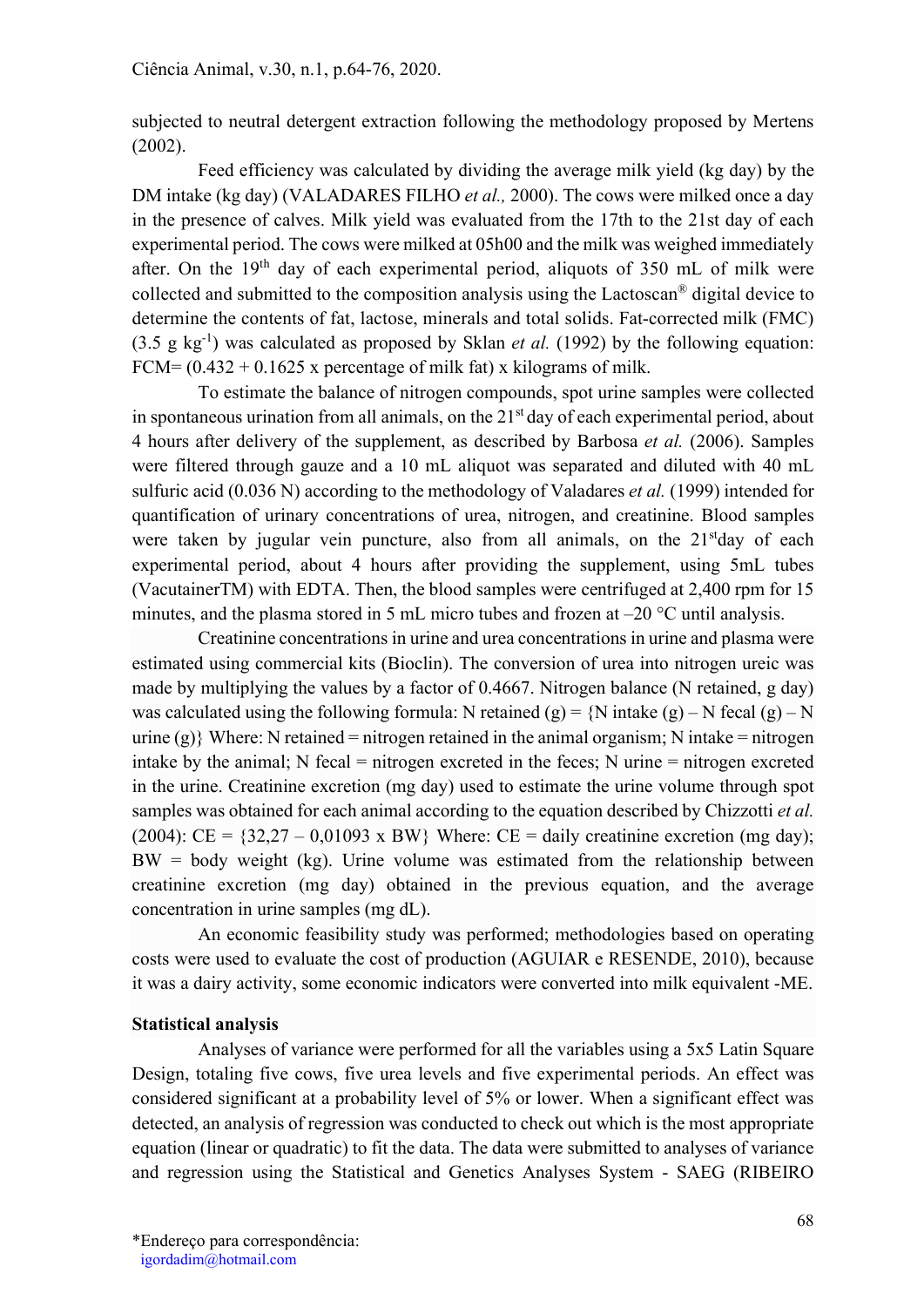subjected to neutral detergent extraction following the methodology proposed by Mertens (2002).

Feed efficiency was calculated by dividing the average milk yield (kg day) by the DM intake (kg day) (VALADARES FILHO *et al.,* 2000). The cows were milked once a day in the presence of calves. Milk yield was evaluated from the 17th to the 21st day of each experimental period. The cows were milked at 05h00 and the milk was weighed immediately after. On the 19th day of each experimental period, aliquots of 350 mL of milk were collected and submitted to the composition analysis using the Lactoscan® digital device to determine the contents of fat, lactose, minerals and total solids. Fat-corrected milk (FMC) (3.5 g $kg^{-1}$) was calculated as proposed by Sklan *et al.* (1992) by the following equation: FCM= (0.432 + 0.1625 x percentage of milk fat) x kilograms of milk.

To estimate the balance of nitrogen compounds, spot urine samples were collected in spontaneous urination from all animals, on the 21st day of each experimental period, about 4 hours after delivery of the supplement, as described by Barbosa *et al.* (2006). Samples were filtered through gauze and a 10 mL aliquot was separated and diluted with 40 mL sulfuric acid (0.036 N) according to the methodology of Valadares *et al.* (1999) intended for quantification of urinary concentrations of urea, nitrogen, and creatinine. Blood samples were taken by jugular vein puncture, also from all animals, on the 21stday of each experimental period, about 4 hours after providing the supplement, using 5mL tubes (VacutainerTM) with EDTA. Then, the blood samples were centrifuged at 2,400 rpm for 15 minutes, and the plasma stored in 5 mL micro tubes and frozen at –20 °C until analysis.

Creatinine concentrations in urine and urea concentrations in urine and plasma were estimated using commercial kits (Bioclin). The conversion of urea into nitrogen ureic was made by multiplying the values by a factor of 0.4667. Nitrogen balance (N retained, g day) was calculated using the following formula: N retained (g) = {N intake (g) – N fecal (g) – N urine (g)} Where: N retained = nitrogen retained in the animal organism; N intake = nitrogen intake by the animal; N fecal = nitrogen excreted in the feces; N urine = nitrogen excreted in the urine. Creatinine excretion (mg day) used to estimate the urine volume through spot samples was obtained for each animal according to the equation described by Chizzotti *et al.* (2004): CE = {32,27 – 0,01093 x BW} Where: CE = daily creatinine excretion (mg day); BW = body weight (kg). Urine volume was estimated from the relationship between creatinine excretion (mg day) obtained in the previous equation, and the average concentration in urine samples (mg dL).

An economic feasibility study was performed; methodologies based on operating costs were used to evaluate the cost of production (AGUIAR e RESENDE, 2010), because it was a dairy activity, some economic indicators were converted into milk equivalent -ME.

**Statistical analysis**

Analyses of variance were performed for all the variables using a 5x5 Latin Square Design, totaling five cows, five urea levels and five experimental periods. An effect was considered significant at a probability level of 5% or lower. When a significant effect was detected, an analysis of regression was conducted to check out which is the most appropriate equation (linear or quadratic) to fit the data. The data were submitted to analyses of variance and regression using the Statistical and Genetics Analyses System - SAEG (RIBEIRO

*Endereço para correspondência:
igordadim@hotmail.com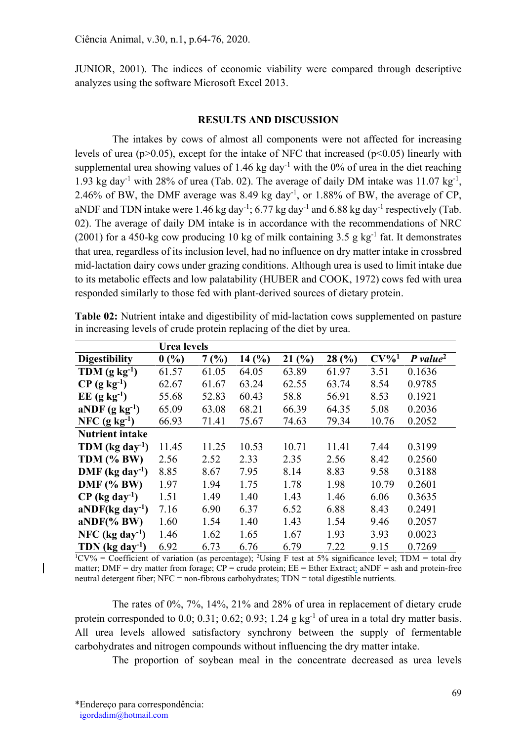JUNIOR, 2001). The indices of economic viability were compared through descriptive analyzes using the software Microsoft Excel 2013.

## RESULTS AND DISCUSSION

The intakes by cows of almost all components were not affected for increasing levels of urea ($p>0.05$), except for the intake of NFC that increased ($p<0.05$) linearly with supplemental urea showing values of 1.46 kg day$^{-1}$ with the 0% of urea in the diet reaching 1.93 kg day$^{-1}$ with 28% of urea (Tab. 02). The average of daily DM intake was 11.07 kg$^{-1}$, 2.46% of BW, the DMF average was 8.49 kg day$^{-1}$, or 1.88% of BW, the average of CP, aNDF and TDN intake were 1.46 kg day$^{-1}$; 6.77 kg day$^{-1}$ and 6.88 kg day$^{-1}$ respectively (Tab. 02). The average of daily DM intake is in accordance with the recommendations of NRC (2001) for a 450-kg cow producing 10 kg of milk containing 3.5 g kg$^{-1}$ fat. It demonstrates that urea, regardless of its inclusion level, had no influence on dry matter intake in crossbred mid-lactation dairy cows under grazing conditions. Although urea is used to limit intake due to its metabolic effects and low palatability (HUBER and COOK, 1972) cows fed with urea responded similarly to those fed with plant-derived sources of dietary protein.

**Table 02:** Nutrient intake and digestibility of mid-lactation cows supplemented on pasture in increasing levels of crude protein replacing of the diet by urea.

| | Urea levels | | | | | | |
|---|---|---|---|---|---|---|---|
| **Digestibility** | **0 (%)** | **7 (%)** | **14 (%)** | **21 (%)** | **28 (%)** | **CV%[1]** | ***P value*[2]** |
| **TDM (g kg$^{-1}$)** | 61.57 | 61.05 | 64.05 | 63.89 | 61.97 | 3.51 | 0.1636 |
| **CP (g kg$^{-1}$)** | 62.67 | 61.67 | 63.24 | 62.55 | 63.74 | 8.54 | 0.9785 |
| **EE (g kg$^{-1}$)** | 55.68 | 52.83 | 60.43 | 58.8 | 56.91 | 8.53 | 0.1921 |
| **aNDF (g kg$^{-1}$)** | 65.09 | 63.08 | 68.21 | 66.39 | 64.35 | 5.08 | 0.2036 |
| **NFC (g kg$^{-1}$)** | 66.93 | 71.41 | 75.67 | 74.63 | 79.34 | 10.76 | 0.2052 |
| **Nutrient intake** | | | | | | | |
| **TDM (kg day$^{-1}$)** | 11.45 | 11.25 | 10.53 | 10.71 | 11.41 | 7.44 | 0.3199 |
| **TDM (% BW)** | 2.56 | 2.52 | 2.33 | 2.35 | 2.56 | 8.42 | 0.2560 |
| **DMF (kg day$^{-1}$)** | 8.85 | 8.67 | 7.95 | 8.14 | 8.83 | 9.58 | 0.3188 |
| **DMF (% BW)** | 1.97 | 1.94 | 1.75 | 1.78 | 1.98 | 10.79 | 0.2601 |
| **CP (kg day$^{-1}$)** | 1.51 | 1.49 | 1.40 | 1.43 | 1.46 | 6.06 | 0.3635 |
| **aNDF(kg day$^{-1}$)** | 7.16 | 6.90 | 6.37 | 6.52 | 6.88 | 8.43 | 0.2491 |
| **aNDF(% BW)** | 1.60 | 1.54 | 1.40 | 1.43 | 1.54 | 9.46 | 0.2057 |
| **NFC (kg day$^{-1}$)** | 1.46 | 1.62 | 1.65 | 1.67 | 1.93 | 3.93 | 0.0023 |
| **TDN (kg day$^{-1}$)** | 6.92 | 6.73 | 6.76 | 6.79 | 7.22 | 9.15 | 0.7269 |

[1]CV% = Coefficient of variation (as percentage); [2]Using F test at 5% significance level; TDM = total dry matter; DMF = dry matter from forage; CP = crude protein; EE = Ether Extract; aNDF = ash and protein-free neutral detergent fiber; NFC = non-fibrous carbohydrates; TDN = total digestible nutrients.

The rates of 0%, 7%, 14%, 21% and 28% of urea in replacement of dietary crude protein corresponded to 0.0; 0.31; 0.62; 0.93; 1.24 g kg$^{-1}$ of urea in a total dry matter basis. All urea levels allowed satisfactory synchrony between the supply of fermentable carbohydrates and nitrogen compounds without influencing the dry matter intake.

The proportion of soybean meal in the concentrate decreased as urea levels

*Endereço para correspondência:
igordadim@hotmail.com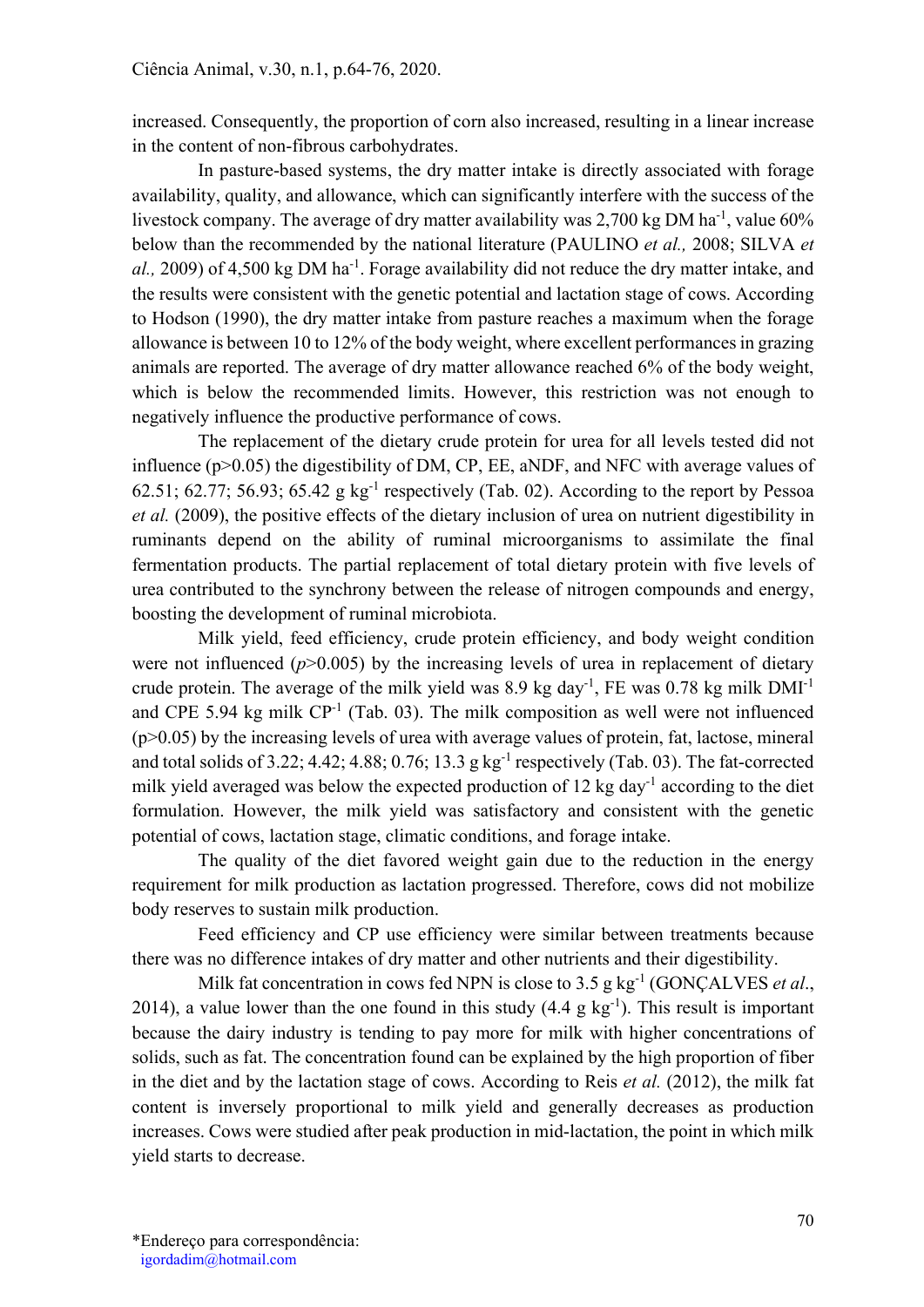increased. Consequently, the proportion of corn also increased, resulting in a linear increase in the content of non-fibrous carbohydrates.

In pasture-based systems, the dry matter intake is directly associated with forage availability, quality, and allowance, which can significantly interfere with the success of the livestock company. The average of dry matter availability was 2,700 kg DM $ha^{-1}$, value 60% below than the recommended by the national literature (PAULINO *et al.,* 2008; SILVA *et al.,* 2009) of 4,500 kg DM $ha^{-1}$. Forage availability did not reduce the dry matter intake, and the results were consistent with the genetic potential and lactation stage of cows. According to Hodson (1990), the dry matter intake from pasture reaches a maximum when the forage allowance is between 10 to 12% of the body weight, where excellent performances in grazing animals are reported. The average of dry matter allowance reached 6% of the body weight, which is below the recommended limits. However, this restriction was not enough to negatively influence the productive performance of cows.

The replacement of the dietary crude protein for urea for all levels tested did not influence ($p>0.05$) the digestibility of DM, CP, EE, aNDF, and NFC with average values of 62.51; 62.77; 56.93; 65.42 g $kg^{-1}$ respectively (Tab. 02). According to the report by Pessoa *et al.* (2009), the positive effects of the dietary inclusion of urea on nutrient digestibility in ruminants depend on the ability of ruminal microorganisms to assimilate the final fermentation products. The partial replacement of total dietary protein with five levels of urea contributed to the synchrony between the release of nitrogen compounds and energy, boosting the development of ruminal microbiota.

Milk yield, feed efficiency, crude protein efficiency, and body weight condition were not influenced ($p>0.005$) by the increasing levels of urea in replacement of dietary crude protein. The average of the milk yield was 8.9 kg $day^{-1}$, FE was 0.78 kg milk $DMI^{-1}$ and CPE 5.94 kg milk $CP^{-1}$ (Tab. 03). The milk composition as well were not influenced ($p>0.05$) by the increasing levels of urea with average values of protein, fat, lactose, mineral and total solids of 3.22; 4.42; 4.88; 0.76; 13.3 g $kg^{-1}$ respectively (Tab. 03). The fat-corrected milk yield averaged was below the expected production of 12 kg $day^{-1}$ according to the diet formulation. However, the milk yield was satisfactory and consistent with the genetic potential of cows, lactation stage, climatic conditions, and forage intake.

The quality of the diet favored weight gain due to the reduction in the energy requirement for milk production as lactation progressed. Therefore, cows did not mobilize body reserves to sustain milk production.

Feed efficiency and CP use efficiency were similar between treatments because there was no difference intakes of dry matter and other nutrients and their digestibility.

Milk fat concentration in cows fed NPN is close to 3.5 g $kg^{-1}$ (GONÇALVES *et al.*, 2014), a value lower than the one found in this study (4.4 g $kg^{-1}$). This result is important because the dairy industry is tending to pay more for milk with higher concentrations of solids, such as fat. The concentration found can be explained by the high proportion of fiber in the diet and by the lactation stage of cows. According to Reis *et al.* (2012), the milk fat content is inversely proportional to milk yield and generally decreases as production increases. Cows were studied after peak production in mid-lactation, the point in which milk yield starts to decrease.

*Endereço para correspondência:
igordadim@hotmail.com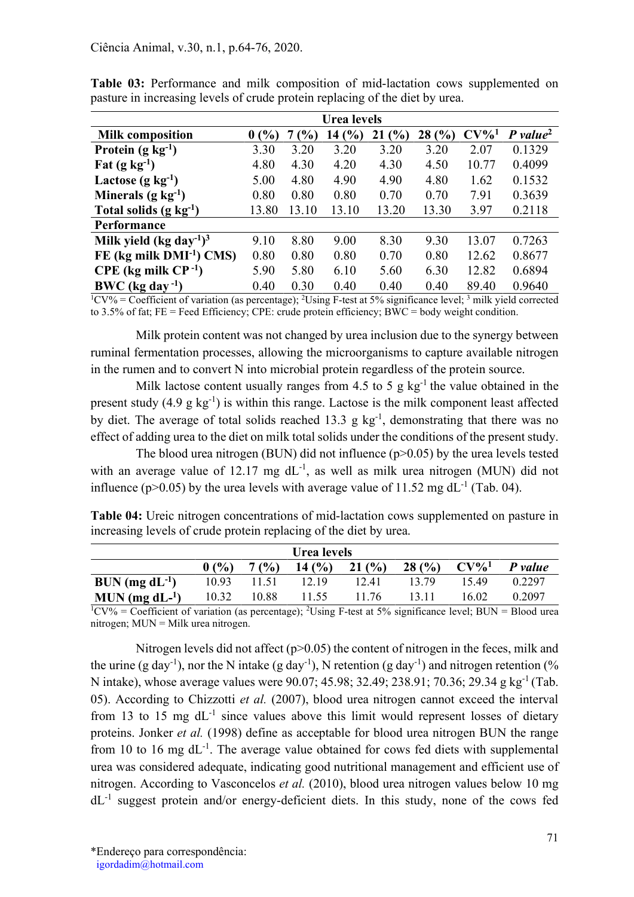**Table 03:** Performance and milk composition of mid-lactation cows supplemented on pasture in increasing levels of crude protein replacing of the diet by urea.

| | Urea levels | | | | | | |
|---|---|---|---|---|---|---|---|
| **Milk composition** | **0 (%)** | **7 (%)** | **14 (%)** | **21 (%)** | **28 (%)** | **CV%[1]** | ***P value*[2]** |
| **Protein (g kg$^{-1}$)** | 3.30 | 3.20 | 3.20 | 3.20 | 3.20 | 2.07 | 0.1329 |
| **Fat (g kg$^{-1}$)** | 4.80 | 4.30 | 4.20 | 4.30 | 4.50 | 10.77 | 0.4099 |
| **Lactose (g kg$^{-1}$)** | 5.00 | 4.80 | 4.90 | 4.90 | 4.80 | 1.62 | 0.1532 |
| **Minerals (g kg$^{-1}$)** | 0.80 | 0.80 | 0.80 | 0.70 | 0.70 | 7.91 | 0.3639 |
| **Total solids (g kg$^{-1}$)** | 13.80 | 13.10 | 13.10 | 13.20 | 13.30 | 3.97 | 0.2118 |
| **Performance** | | | | | | | |
| **Milk yield (kg day$^{-1}$)[3]** | 9.10 | 8.80 | 9.00 | 8.30 | 9.30 | 13.07 | 0.7263 |
| **FE (kg milk DMI$^{-1}$) CMS)** | 0.80 | 0.80 | 0.80 | 0.70 | 0.80 | 12.62 | 0.8677 |
| **CPE (kg milk CP$^{-1}$)** | 5.90 | 5.80 | 6.10 | 5.60 | 6.30 | 12.82 | 0.6894 |
| **BWC (kg day$^{-1}$)** | 0.40 | 0.30 | 0.40 | 0.40 | 0.40 | 89.40 | 0.9640 |

[1]CV% = Coefficient of variation (as percentage); [2]Using F-test at 5% significance level; [3] milk yield corrected to 3.5% of fat; FE = Feed Efficiency; CPE: crude protein efficiency; BWC = body weight condition.

Milk protein content was not changed by urea inclusion due to the synergy between ruminal fermentation processes, allowing the microorganisms to capture available nitrogen in the rumen and to convert N into microbial protein regardless of the protein source.

Milk lactose content usually ranges from 4.5 to 5 g kg$^{-1}$ the value obtained in the present study (4.9 g kg$^{-1}$) is within this range. Lactose is the milk component least affected by diet. The average of total solids reached 13.3 g kg$^{-1}$, demonstrating that there was no effect of adding urea to the diet on milk total solids under the conditions of the present study.

The blood urea nitrogen (BUN) did not influence ($p>0.05$) by the urea levels tested with an average value of 12.17 mg dL$^{-1}$, as well as milk urea nitrogen (MUN) did not influence ($p>0.05$) by the urea levels with average value of 11.52 mg dL$^{-1}$ (Tab. 04).

**Table 04:** Ureic nitrogen concentrations of mid-lactation cows supplemented on pasture in increasing levels of crude protein replacing of the diet by urea.

| | Urea levels | | | | | | |
|---|---|---|---|---|---|---|---|
| | **0 (%)** | **7 (%)** | **14 (%)** | **21 (%)** | **28 (%)** | **CV%[1]** | ***P value*** |
| **BUN (mg dL$^{-1}$)** | 10.93 | 11.51 | 12.19 | 12.41 | 13.79 | 15.49 | 0.2297 |
| **MUN (mg dL-$^{1}$)** | 10.32 | 10.88 | 11.55 | 11.76 | 13.11 | 16.02 | 0.2097 |

[1]CV% = Coefficient of variation (as percentage); [2]Using F-test at 5% significance level; BUN = Blood urea nitrogen; MUN = Milk urea nitrogen.

Nitrogen levels did not affect ($p>0.05$) the content of nitrogen in the feces, milk and the urine (g day$^{-1}$), nor the N intake (g day$^{-1}$), N retention (g day$^{-1}$) and nitrogen retention (% N intake), whose average values were 90.07; 45.98; 32.49; 238.91; 70.36; 29.34 g kg$^{-1}$ (Tab. 05). According to Chizzotti *et al.* (2007), blood urea nitrogen cannot exceed the interval from 13 to 15 mg dL$^{-1}$ since values above this limit would represent losses of dietary proteins. Jonker *et al.* (1998) define as acceptable for blood urea nitrogen BUN the range from 10 to 16 mg dL$^{-1}$. The average value obtained for cows fed diets with supplemental urea was considered adequate, indicating good nutritional management and efficient use of nitrogen. According to Vasconcelos *et al.* (2010), blood urea nitrogen values below 10 mg dL$^{-1}$ suggest protein and/or energy-deficient diets. In this study, none of the cows fed

*Endereço para correspondência:
igordadim@hotmail.com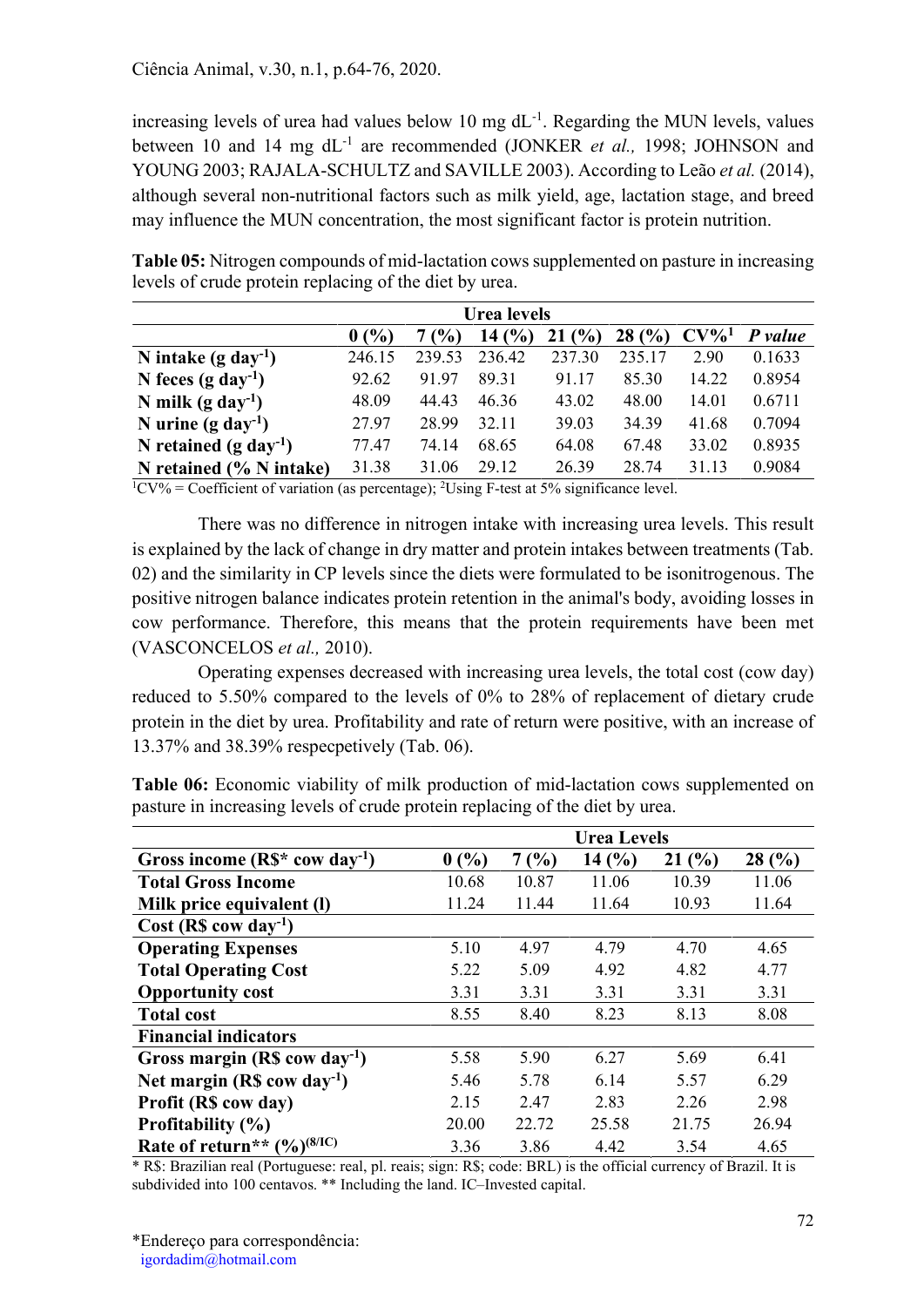increasing levels of urea had values below 10 mg $dL^{-1}$. Regarding the MUN levels, values between 10 and 14 mg $dL^{-1}$ are recommended (JONKER *et al.,* 1998; JOHNSON and YOUNG 2003; RAJALA-SCHULTZ and SAVILLE 2003). According to Leão *et al.* (2014), although several non-nutritional factors such as milk yield, age, lactation stage, and breed may influence the MUN concentration, the most significant factor is protein nutrition.

**Table 05:** Nitrogen compounds of mid-lactation cows supplemented on pasture in increasing levels of crude protein replacing of the diet by urea.

| | Urea levels | | | | | | |
|---|---|---|---|---|---|---|---|
| | 0 (%) | 7 (%) | 14 (%) | 21 (%) | 28 (%) | CV%[1] | *P value* |
| **N intake (g $day^{-1}$)** | 246.15 | 239.53 | 236.42 | 237.30 | 235.17 | 2.90 | 0.1633 |
| **N feces (g $day^{-1}$)** | 92.62 | 91.97 | 89.31 | 91.17 | 85.30 | 14.22 | 0.8954 |
| **N milk (g $day^{-1}$)** | 48.09 | 44.43 | 46.36 | 43.02 | 48.00 | 14.01 | 0.6711 |
| **N urine (g $day^{-1}$)** | 27.97 | 28.99 | 32.11 | 39.03 | 34.39 | 41.68 | 0.7094 |
| **N retained (g $day^{-1}$)** | 77.47 | 74.14 | 68.65 | 64.08 | 67.48 | 33.02 | 0.8935 |
| **N retained (% N intake)** | 31.38 | 31.06 | 29.12 | 26.39 | 28.74 | 31.13 | 0.9084 |

[1]CV% = Coefficient of variation (as percentage); [2]Using F-test at 5% significance level.

There was no difference in nitrogen intake with increasing urea levels. This result is explained by the lack of change in dry matter and protein intakes between treatments (Tab. 02) and the similarity in CP levels since the diets were formulated to be isonitrogenous. The positive nitrogen balance indicates protein retention in the animal's body, avoiding losses in cow performance. Therefore, this means that the protein requirements have been met (VASCONCELOS *et al.,* 2010).

Operating expenses decreased with increasing urea levels, the total cost (cow day) reduced to 5.50% compared to the levels of 0% to 28% of replacement of dietary crude protein in the diet by urea. Profitability and rate of return were positive, with an increase of 13.37% and 38.39% respecpetively (Tab. 06).

**Table 06:** Economic viability of milk production of mid-lactation cows supplemented on pasture in increasing levels of crude protein replacing of the diet by urea.

| | Urea Levels | | | | |
|---|---|---|---|---|---|
| **Gross income (R$* cow $day^{-1}$)** | **0 (%)** | **7 (%)** | **14 (%)** | **21 (%)** | **28 (%)** |
| **Total Gross Income** | 10.68 | 10.87 | 11.06 | 10.39 | 11.06 |
| **Milk price equivalent (l)** | 11.24 | 11.44 | 11.64 | 10.93 | 11.64 |
| **Cost (R$ cow $day^{-1}$)** | | | | | |
| **Operating Expenses** | 5.10 | 4.97 | 4.79 | 4.70 | 4.65 |
| **Total Operating Cost** | 5.22 | 5.09 | 4.92 | 4.82 | 4.77 |
| **Opportunity cost** | 3.31 | 3.31 | 3.31 | 3.31 | 3.31 |
| **Total cost** | 8.55 | 8.40 | 8.23 | 8.13 | 8.08 |
| **Financial indicators** | | | | | |
| **Gross margin (R$ cow $day^{-1}$)** | 5.58 | 5.90 | 6.27 | 5.69 | 6.41 |
| **Net margin (R$ cow $day^{-1}$)** | 5.46 | 5.78 | 6.14 | 5.57 | 6.29 |
| **Profit (R$ cow day)** | 2.15 | 2.47 | 2.83 | 2.26 | 2.98 |
| **Profitability (%)** | 20.00 | 22.72 | 25.58 | 21.75 | 26.94 |
| **Rate of return** (%)$^{(8/IC)}$** | 3.36 | 3.86 | 4.42 | 3.54 | 4.65 |

\* R$: Brazilian real (Portuguese: real, pl. reais; sign: R$; code: BRL) is the official currency of Brazil. It is subdivided into 100 centavos. ** Including the land. IC–Invested capital.

*Endereço para correspondência:
igordadim@hotmail.com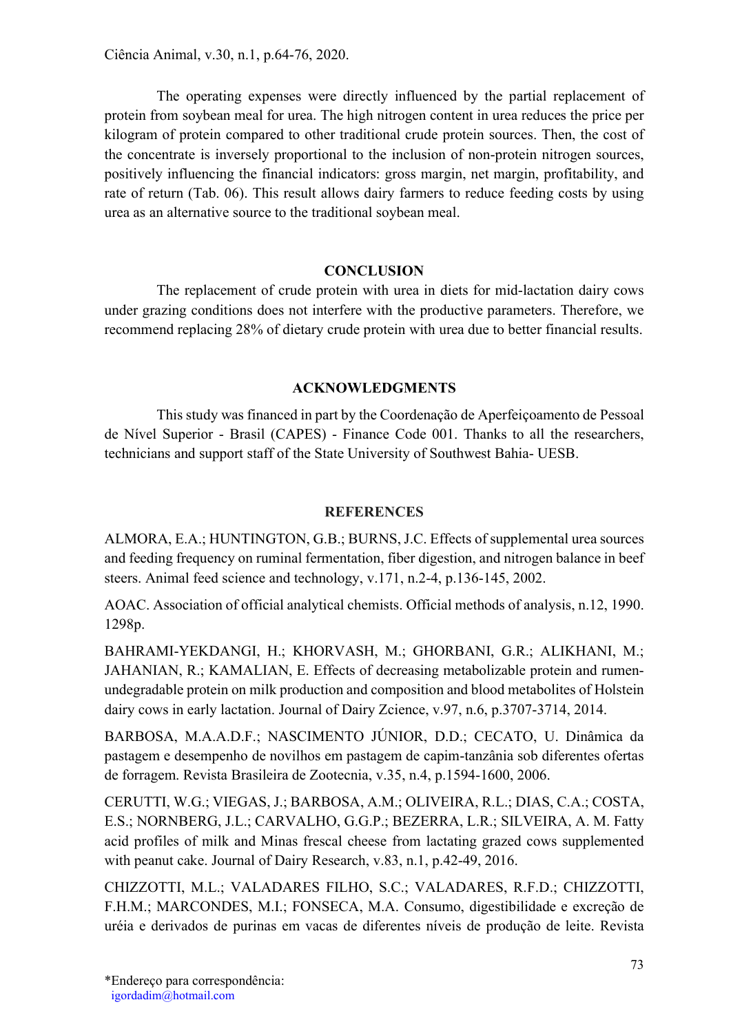The operating expenses were directly influenced by the partial replacement of protein from soybean meal for urea. The high nitrogen content in urea reduces the price per kilogram of protein compared to other traditional crude protein sources. Then, the cost of the concentrate is inversely proportional to the inclusion of non-protein nitrogen sources, positively influencing the financial indicators: gross margin, net margin, profitability, and rate of return (Tab. 06). This result allows dairy farmers to reduce feeding costs by using urea as an alternative source to the traditional soybean meal.

## CONCLUSION

The replacement of crude protein with urea in diets for mid-lactation dairy cows under grazing conditions does not interfere with the productive parameters. Therefore, we recommend replacing 28% of dietary crude protein with urea due to better financial results.

## ACKNOWLEDGMENTS

This study was financed in part by the Coordenação de Aperfeiçoamento de Pessoal de Nível Superior - Brasil (CAPES) - Finance Code 001. Thanks to all the researchers, technicians and support staff of the State University of Southwest Bahia- UESB.

## REFERENCES

ALMORA, E.A.; HUNTINGTON, G.B.; BURNS, J.C. Effects of supplemental urea sources and feeding frequency on ruminal fermentation, fiber digestion, and nitrogen balance in beef steers. Animal feed science and technology, v.171, n.2-4, p.136-145, 2002.

AOAC. Association of official analytical chemists. Official methods of analysis, n.12, 1990. 1298p.

BAHRAMI-YEKDANGI, H.; KHORVASH, M.; GHORBANI, G.R.; ALIKHANI, M.; JAHANIAN, R.; KAMALIAN, E. Effects of decreasing metabolizable protein and rumen-undegradable protein on milk production and composition and blood metabolites of Holstein dairy cows in early lactation. Journal of Dairy Zcience, v.97, n.6, p.3707-3714, 2014.

BARBOSA, M.A.A.D.F.; NASCIMENTO JÚNIOR, D.D.; CECATO, U. Dinâmica da pastagem e desempenho de novilhos em pastagem de capim-tanzânia sob diferentes ofertas de forragem. Revista Brasileira de Zootecnia, v.35, n.4, p.1594-1600, 2006.

CERUTTI, W.G.; VIEGAS, J.; BARBOSA, A.M.; OLIVEIRA, R.L.; DIAS, C.A.; COSTA, E.S.; NORNBERG, J.L.; CARVALHO, G.G.P.; BEZERRA, L.R.; SILVEIRA, A. M. Fatty acid profiles of milk and Minas frescal cheese from lactating grazed cows supplemented with peanut cake. Journal of Dairy Research, v.83, n.1, p.42-49, 2016.

CHIZZOTTI, M.L.; VALADARES FILHO, S.C.; VALADARES, R.F.D.; CHIZZOTTI, F.H.M.; MARCONDES, M.I.; FONSECA, M.A. Consumo, digestibilidade e excreção de uréia e derivados de purinas em vacas de diferentes níveis de produção de leite. Revista

*Endereço para correspondência:
igordadim@hotmail.com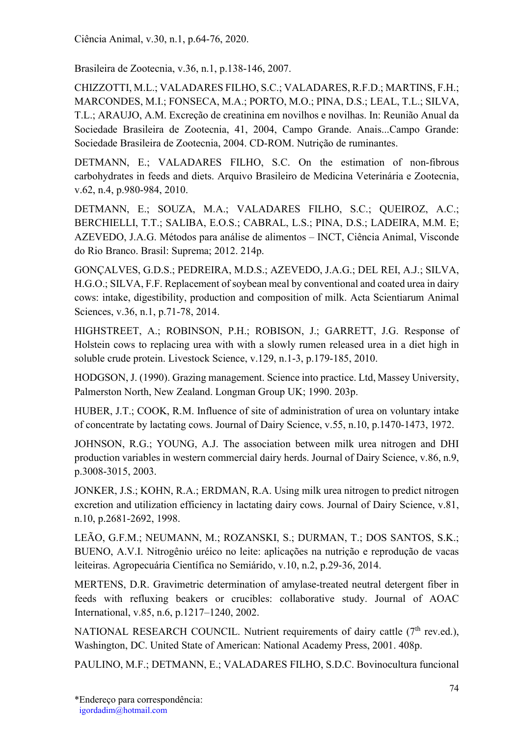Brasileira de Zootecnia, v.36, n.1, p.138-146, 2007.

CHIZZOTTI, M.L.; VALADARES FILHO, S.C.; VALADARES, R.F.D.; MARTINS, F.H.; MARCONDES, M.I.; FONSECA, M.A.; PORTO, M.O.; PINA, D.S.; LEAL, T.L.; SILVA, T.L.; ARAUJO, A.M. Excreção de creatinina em novilhos e novilhas. In: Reunião Anual da Sociedade Brasileira de Zootecnia, 41, 2004, Campo Grande. Anais...Campo Grande: Sociedade Brasileira de Zootecnia, 2004. CD-ROM. Nutrição de ruminantes.

DETMANN, E.; VALADARES FILHO, S.C. On the estimation of non-fibrous carbohydrates in feeds and diets. Arquivo Brasileiro de Medicina Veterinária e Zootecnia, v.62, n.4, p.980-984, 2010.

DETMANN, E.; SOUZA, M.A.; VALADARES FILHO, S.C.; QUEIROZ, A.C.; BERCHIELLI, T.T.; SALIBA, E.O.S.; CABRAL, L.S.; PINA, D.S.; LADEIRA, M.M. E; AZEVEDO, J.A.G. Métodos para análise de alimentos – INCT, Ciência Animal, Visconde do Rio Branco. Brasil: Suprema; 2012. 214p.

GONÇALVES, G.D.S.; PEDREIRA, M.D.S.; AZEVEDO, J.A.G.; DEL REI, A.J.; SILVA, H.G.O.; SILVA, F.F. Replacement of soybean meal by conventional and coated urea in dairy cows: intake, digestibility, production and composition of milk. Acta Scientiarum Animal Sciences, v.36, n.1, p.71-78, 2014.

HIGHSTREET, A.; ROBINSON, P.H.; ROBISON, J.; GARRETT, J.G. Response of Holstein cows to replacing urea with with a slowly rumen released urea in a diet high in soluble crude protein. Livestock Science, v.129, n.1-3, p.179-185, 2010.

HODGSON, J. (1990). Grazing management. Science into practice. Ltd, Massey University, Palmerston North, New Zealand. Longman Group UK; 1990. 203p.

HUBER, J.T.; COOK, R.M. Influence of site of administration of urea on voluntary intake of concentrate by lactating cows. Journal of Dairy Science, v.55, n.10, p.1470-1473, 1972.

JOHNSON, R.G.; YOUNG, A.J. The association between milk urea nitrogen and DHI production variables in western commercial dairy herds. Journal of Dairy Science, v.86, n.9, p.3008-3015, 2003.

JONKER, J.S.; KOHN, R.A.; ERDMAN, R.A. Using milk urea nitrogen to predict nitrogen excretion and utilization efficiency in lactating dairy cows. Journal of Dairy Science, v.81, n.10, p.2681-2692, 1998.

LEÃO, G.F.M.; NEUMANN, M.; ROZANSKI, S.; DURMAN, T.; DOS SANTOS, S.K.; BUENO, A.V.I. Nitrogênio uréico no leite: aplicações na nutrição e reprodução de vacas leiteiras. Agropecuária Científica no Semiárido, v.10, n.2, p.29-36, 2014.

MERTENS, D.R. Gravimetric determination of amylase-treated neutral detergent fiber in feeds with refluxing beakers or crucibles: collaborative study. Journal of AOAC International, v.85, n.6, p.1217–1240, 2002.

NATIONAL RESEARCH COUNCIL. Nutrient requirements of dairy cattle (7th rev.ed.), Washington, DC. United State of American: National Academy Press, 2001. 408p.

PAULINO, M.F.; DETMANN, E.; VALADARES FILHO, S.D.C. Bovinocultura funcional

*Endereço para correspondência:
igordadim@hotmail.com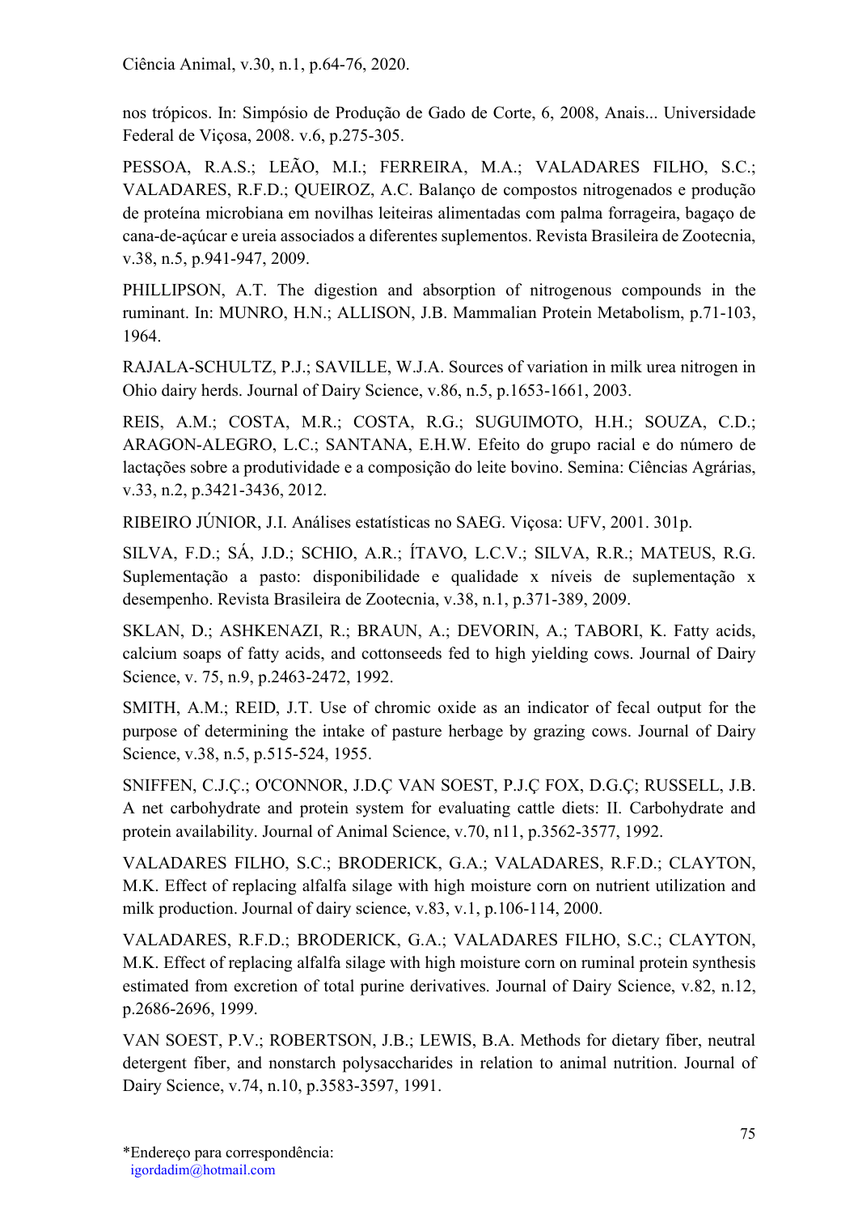nos trópicos. In: Simpósio de Produção de Gado de Corte, 6, 2008, Anais... Universidade Federal de Viçosa, 2008. v.6, p.275-305.

PESSOA, R.A.S.; LEÃO, M.I.; FERREIRA, M.A.; VALADARES FILHO, S.C.; VALADARES, R.F.D.; QUEIROZ, A.C. Balanço de compostos nitrogenados e produção de proteína microbiana em novilhas leiteiras alimentadas com palma forrageira, bagaço de cana-de-açúcar e ureia associados a diferentes suplementos. Revista Brasileira de Zootecnia, v.38, n.5, p.941-947, 2009.

PHILLIPSON, A.T. The digestion and absorption of nitrogenous compounds in the ruminant. In: MUNRO, H.N.; ALLISON, J.B. Mammalian Protein Metabolism, p.71-103, 1964.

RAJALA-SCHULTZ, P.J.; SAVILLE, W.J.A. Sources of variation in milk urea nitrogen in Ohio dairy herds. Journal of Dairy Science, v.86, n.5, p.1653-1661, 2003.

REIS, A.M.; COSTA, M.R.; COSTA, R.G.; SUGUIMOTO, H.H.; SOUZA, C.D.; ARAGON-ALEGRO, L.C.; SANTANA, E.H.W. Efeito do grupo racial e do número de lactações sobre a produtividade e a composição do leite bovino. Semina: Ciências Agrárias, v.33, n.2, p.3421-3436, 2012.

RIBEIRO JÚNIOR, J.I. Análises estatísticas no SAEG. Viçosa: UFV, 2001. 301p.

SILVA, F.D.; SÁ, J.D.; SCHIO, A.R.; ÍTAVO, L.C.V.; SILVA, R.R.; MATEUS, R.G. Suplementação a pasto: disponibilidade e qualidade x níveis de suplementação x desempenho. Revista Brasileira de Zootecnia, v.38, n.1, p.371-389, 2009.

SKLAN, D.; ASHKENAZI, R.; BRAUN, A.; DEVORIN, A.; TABORI, K. Fatty acids, calcium soaps of fatty acids, and cottonseeds fed to high yielding cows. Journal of Dairy Science, v. 75, n.9, p.2463-2472, 1992.

SMITH, A.M.; REID, J.T. Use of chromic oxide as an indicator of fecal output for the purpose of determining the intake of pasture herbage by grazing cows. Journal of Dairy Science, v.38, n.5, p.515-524, 1955.

SNIFFEN, C.J.Ç.; O'CONNOR, J.D.Ç VAN SOEST, P.J.Ç FOX, D.G.Ç; RUSSELL, J.B. A net carbohydrate and protein system for evaluating cattle diets: II. Carbohydrate and protein availability. Journal of Animal Science, v.70, n11, p.3562-3577, 1992.

VALADARES FILHO, S.C.; BRODERICK, G.A.; VALADARES, R.F.D.; CLAYTON, M.K. Effect of replacing alfalfa silage with high moisture corn on nutrient utilization and milk production. Journal of dairy science, v.83, v.1, p.106-114, 2000.

VALADARES, R.F.D.; BRODERICK, G.A.; VALADARES FILHO, S.C.; CLAYTON, M.K. Effect of replacing alfalfa silage with high moisture corn on ruminal protein synthesis estimated from excretion of total purine derivatives. Journal of Dairy Science, v.82, n.12, p.2686-2696, 1999.

VAN SOEST, P.V.; ROBERTSON, J.B.; LEWIS, B.A. Methods for dietary fiber, neutral detergent fiber, and nonstarch polysaccharides in relation to animal nutrition. Journal of Dairy Science, v.74, n.10, p.3583-3597, 1991.

*Endereço para correspondência:
igordadim@hotmail.com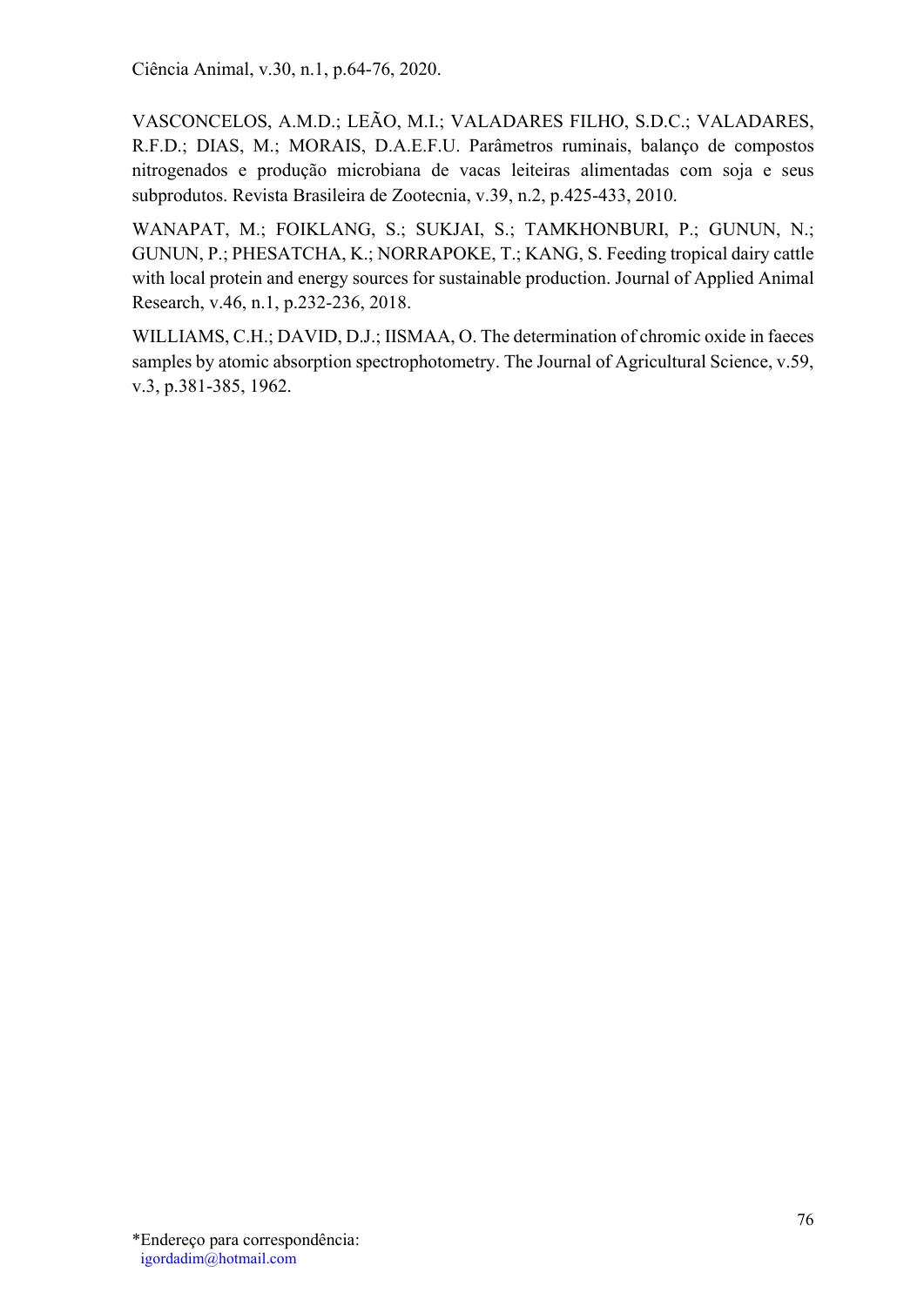VASCONCELOS, A.M.D.; LEÃO, M.I.; VALADARES FILHO, S.D.C.; VALADARES, R.F.D.; DIAS, M.; MORAIS, D.A.E.F.U. Parâmetros ruminais, balanço de compostos nitrogenados e produção microbiana de vacas leiteiras alimentadas com soja e seus subprodutos. Revista Brasileira de Zootecnia, v.39, n.2, p.425-433, 2010.

WANAPAT, M.; FOIKLANG, S.; SUKJAI, S.; TAMKHONBURI, P.; GUNUN, N.; GUNUN, P.; PHESATCHA, K.; NORRAPOKE, T.; KANG, S. Feeding tropical dairy cattle with local protein and energy sources for sustainable production. Journal of Applied Animal Research, v.46, n.1, p.232-236, 2018.

WILLIAMS, C.H.; DAVID, D.J.; IISMAA, O. The determination of chromic oxide in faeces samples by atomic absorption spectrophotometry. The Journal of Agricultural Science, v.59, v.3, p.381-385, 1962.

*Endereço para correspondência:
igordadim@hotmail.com